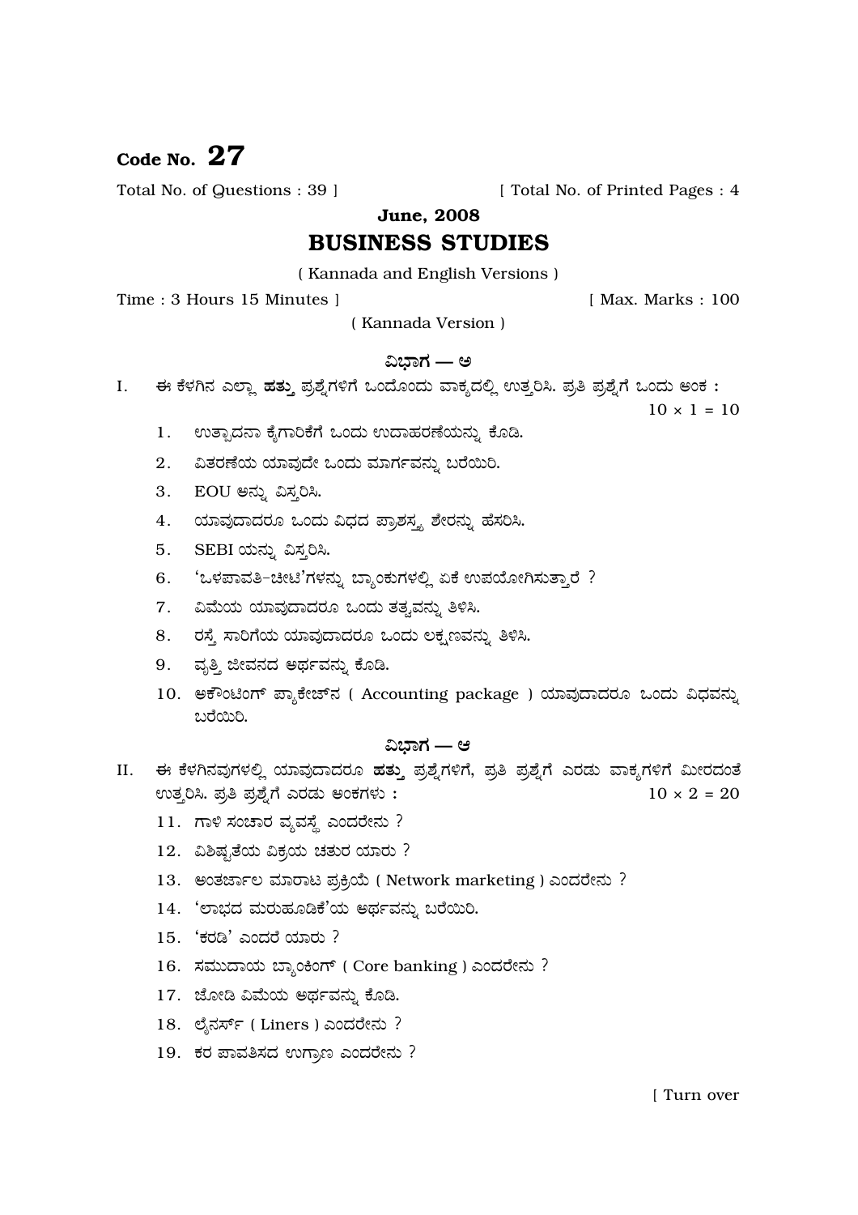**Code No. 27**

Total No. of Questions : 39 ] [ Total No. of Printed Pages : 4

**June, 2008**

# BUSINESS STUDIES

( Kannada and English Versions )

Time : 3 Hours 15 Minutes ] [ Max. Marks : 100

( Kannada Version )

## ವಿಭಾಗ — ಅ

I. ಈ ಕೆಳಗಿನ ಎಲ್ಲಾ **ಹತ್ತು** ಪ್ರಶ್ನೆಗಳಿಗೆ ಒಂದೊಂದು ವಾಕ್ಯದಲ್ಲಿ ಉತ್ತರಿಸಿ. ಪ್ರತಿ ಪ್ರಶ್ನೆಗೆ ಒಂದು ಅಂಕ : $10 \times 1 = 10$

1. ಉತ್ಪಾದನಾ ಕೈಗಾರಿಕೆಗೆ ಒಂದು ಉದಾಹರಣೆಯನ್ನು ಕೊಡಿ.
2. ವಿತರಣೆಯ ಯಾವುದೇ ಒಂದು ಮಾರ್ಗವನ್ನು ಬರೆಯಿರಿ.
3. EOU ಅನ್ನು ವಿಸ್ತರಿಸಿ.
4. ಯಾವುದಾದರೂ ಒಂದು ವಿಧದ ಪ್ರಾಶಸ್ತ್ಯ ಶೇರನ್ನು ಹೆಸರಿಸಿ.
5. SEBI ಯನ್ನು ವಿಸ್ತರಿಸಿ.
6. 'ಒಳಪಾವತಿ-ಚೀಟಿ'ಗಳನ್ನು ಬ್ಯಾಂಕುಗಳಲ್ಲಿ ಏಕೆ ಉಪಯೋಗಿಸುತ್ತಾರೆ ?
7. ವಿಮೆಯ ಯಾವುದಾದರೂ ಒಂದು ತತ್ವವನ್ನು ತಿಳಿಸಿ.
8. ರಸ್ತೆ ಸಾರಿಗೆಯ ಯಾವುದಾದರೂ ಒಂದು ಲಕ್ಷಣವನ್ನು ತಿಳಿಸಿ.
9. ವೃತ್ತಿ ಜೀವನದ ಅರ್ಥವನ್ನು ಕೊಡಿ.
10. ಅಕೌಂಟಿಂಗ್ ಪ್ಯಾಕೇಜ್‌ನ ( Accounting package ) ಯಾವುದಾದರೂ ಒಂದು ವಿಧವನ್ನು ಬರೆಯಿರಿ.

## ವಿಭಾಗ — ಆ

II. ಈ ಕೆಳಗಿನವುಗಳಲ್ಲಿ ಯಾವುದಾದರೂ **ಹತ್ತು** ಪ್ರಶ್ನೆಗಳಿಗೆ, ಪ್ರತಿ ಪ್ರಶ್ನೆಗೆ ಎರಡು ವಾಕ್ಯಗಳಿಗೆ ಮೀರದಂತೆ ಉತ್ತರಿಸಿ. ಪ್ರತಿ ಪ್ರಶ್ನೆಗೆ ಎರಡು ಅಂಕಗಳು : $10 \times 2 = 20$

11. ಗಾಳಿ ಸಂಚಾರ ವ್ಯವಸ್ಥೆ ಎಂದರೇನು ?
12. ವಿಶಿಷ್ಟತೆಯ ವಿಕ್ರಯ ಚತುರ ಯಾರು ?
13. ಅಂತರ್ಜಾಲ ಮಾರಾಟ ಪ್ರಕ್ರಿಯೆ ( Network marketing ) ಎಂದರೇನು ?
14. 'ಲಾಭದ ಮರುಹೂಡಿಕೆ'ಯ ಅರ್ಥವನ್ನು ಬರೆಯಿರಿ.
15. 'ಕರಡಿ' ಎಂದರೆ ಯಾರು ?
16. ಸಮುದಾಯ ಬ್ಯಾಂಕಿಂಗ್ ( Core banking ) ಎಂದರೇನು ?
17. ಜೋಡಿ ವಿಮೆಯ ಅರ್ಥವನ್ನು ಕೊಡಿ.
18. ಲೈನರ್ಸ್ ( Liners ) ಎಂದರೇನು ?
19. ಕರ ಪಾವತಿಸದ ಉಗ್ರಾಣ ಎಂದರೇನು ?

[ Turn over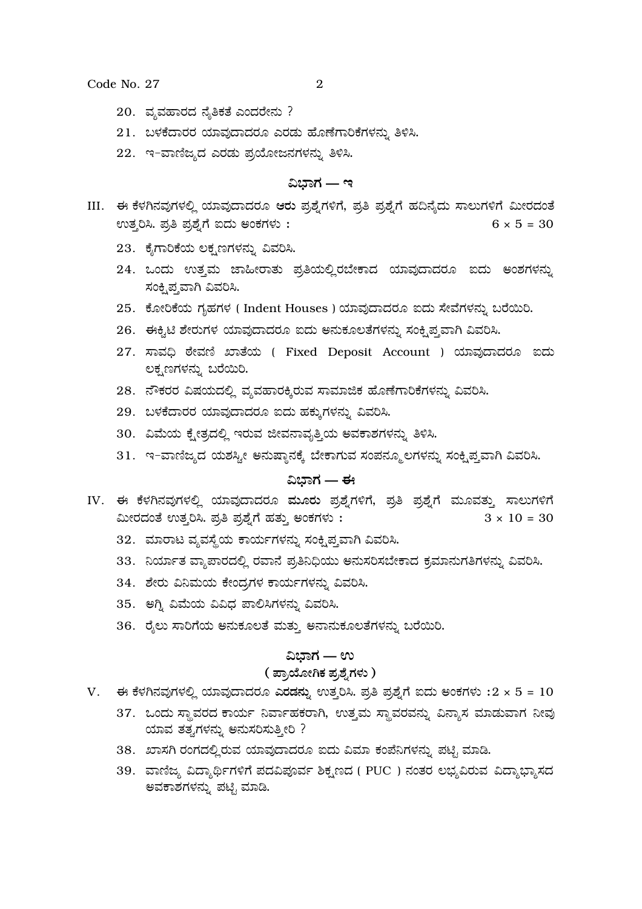20. ವ್ಯವಹಾರದ ನೈತಿಕತೆ ಎಂದರೇನು ?

21. ಬಳಕೆದಾರರ ಯಾವುದಾದರೂ ಎರಡು ಹೊಣೆಗಾರಿಕೆಗಳನ್ನು ತಿಳಿಸಿ.

22. ಇ-ವಾಣಿಜ್ಯದ ಎರಡು ಪ್ರಯೋಜನಗಳನ್ನು ತಿಳಿಸಿ.

## ವಿಭಾಗ — ಇ

III. ಈ ಕೆಳಗಿನವುಗಳಲ್ಲಿ ಯಾವುದಾದರೂ **ಆರು** ಪ್ರಶ್ನೆಗಳಿಗೆ, ಪ್ರತಿ ಪ್ರಶ್ನೆಗೆ ಹದಿನೈದು ಸಾಲುಗಳಿಗೆ ಮೀರದಂತೆ ಉತ್ತರಿಸಿ. ಪ್ರತಿ ಪ್ರಶ್ನೆಗೆ ಐದು ಅಂಕಗಳು : $6 \times 5 = 30$

23. ಕೈಗಾರಿಕೆಯ ಲಕ್ಷಣಗಳನ್ನು ವಿವರಿಸಿ.

24. ಒಂದು ಉತ್ತಮ ಜಾಹೀರಾತು ಪ್ರತಿಯಲ್ಲಿರಬೇಕಾದ ಯಾವುದಾದರೂ ಐದು ಅಂಶಗಳನ್ನು ಸಂಕ್ಷಿಪ್ತವಾಗಿ ವಿವರಿಸಿ.

25. ಕೋರಿಕೆಯ ಗೃಹಗಳ ( Indent Houses ) ಯಾವುದಾದರೂ ಐದು ಸೇವೆಗಳನ್ನು ಬರೆಯಿರಿ.

26. ಈಕ್ವಿಟಿ ಶೇರುಗಳ ಯಾವುದಾದರೂ ಐದು ಅನುಕೂಲತೆಗಳನ್ನು ಸಂಕ್ಷಿಪ್ತವಾಗಿ ವಿವರಿಸಿ.

27. ಸಾವಧಿ ಠೇವಣಿ ಖಾತೆಯ ( Fixed Deposit Account ) ಯಾವುದಾದರೂ ಐದು ಲಕ್ಷಣಗಳನ್ನು ಬರೆಯಿರಿ.

28. ನೌಕರರ ವಿಷಯದಲ್ಲಿ ವ್ಯವಹಾರಕ್ಕಿರುವ ಸಾಮಾಜಿಕ ಹೊಣೆಗಾರಿಕೆಗಳನ್ನು ವಿವರಿಸಿ.

29. ಬಳಕೆದಾರರ ಯಾವುದಾದರೂ ಐದು ಹಕ್ಕುಗಳನ್ನು ವಿವರಿಸಿ.

30. ವಿಮೆಯ ಕ್ಷೇತ್ರದಲ್ಲಿ ಇರುವ ಜೀವನಾವೃತ್ತಿಯ ಅವಕಾಶಗಳನ್ನು ತಿಳಿಸಿ.

31. ಇ-ವಾಣಿಜ್ಯದ ಯಶಸ್ವೀ ಅನುಷ್ಠಾನಕ್ಕೆ ಬೇಕಾಗುವ ಸಂಪನ್ಮೂಲಗಳನ್ನು ಸಂಕ್ಷಿಪ್ತವಾಗಿ ವಿವರಿಸಿ.

## ವಿಭಾಗ — ಈ

IV. ಈ ಕೆಳಗಿನವುಗಳಲ್ಲಿ ಯಾವುದಾದರೂ **ಮೂರು** ಪ್ರಶ್ನೆಗಳಿಗೆ, ಪ್ರತಿ ಪ್ರಶ್ನೆಗೆ ಮೂವತ್ತು ಸಾಲುಗಳಿಗೆ ಮೀರದಂತೆ ಉತ್ತರಿಸಿ. ಪ್ರತಿ ಪ್ರಶ್ನೆಗೆ ಹತ್ತು ಅಂಕಗಳು : $3 \times 10 = 30$

32. ಮಾರಾಟ ವ್ಯವಸ್ಥೆಯ ಕಾರ್ಯಗಳನ್ನು ಸಂಕ್ಷಿಪ್ತವಾಗಿ ವಿವರಿಸಿ.

33. ನಿರ್ಯಾತ ವ್ಯಾಪಾರದಲ್ಲಿ ರವಾನೆ ಪ್ರತಿನಿಧಿಯು ಅನುಸರಿಸಬೇಕಾದ ಕ್ರಮಾನುಗತಿಗಳನ್ನು ವಿವರಿಸಿ.

34. ಶೇರು ವಿನಿಮಯ ಕೇಂದ್ರಗಳ ಕಾರ್ಯಗಳನ್ನು ವಿವರಿಸಿ.

35. ಅಗ್ನಿ ವಿಮೆಯ ವಿವಿಧ ಪಾಲಿಸಿಗಳನ್ನು ವಿವರಿಸಿ.

36. ರೈಲು ಸಾರಿಗೆಯ ಅನುಕೂಲತೆ ಮತ್ತು ಅನಾನುಕೂಲತೆಗಳನ್ನು ಬರೆಯಿರಿ.

## ವಿಭಾಗ — ಉ

### ( ಪ್ರಾಯೋಗಿಕ ಪ್ರಶ್ನೆಗಳು )

V. ಈ ಕೆಳಗಿನವುಗಳಲ್ಲಿ ಯಾವುದಾದರೂ **ಎರಡನ್ನು** ಉತ್ತರಿಸಿ. ಪ್ರತಿ ಪ್ರಶ್ನೆಗೆ ಐದು ಅಂಕಗಳು : $2 \times 5 = 10$

37. ಒಂದು ಸ್ಥಾವರದ ಕಾರ್ಯ ನಿರ್ವಾಹಕರಾಗಿ, ಉತ್ತಮ ಸ್ಥಾವರವನ್ನು ವಿನ್ಯಾಸ ಮಾಡುವಾಗ ನೀವು ಯಾವ ತತ್ವಗಳನ್ನು ಅನುಸರಿಸುತ್ತೀರಿ ?

38. ಖಾಸಗಿ ರಂಗದಲ್ಲಿರುವ ಯಾವುದಾದರೂ ಐದು ವಿಮಾ ಕಂಪೆನಿಗಳನ್ನು ಪಟ್ಟಿ ಮಾಡಿ.

39. ವಾಣಿಜ್ಯ ವಿದ್ಯಾರ್ಥಿಗಳಿಗೆ ಪದವಿಪೂರ್ವ ಶಿಕ್ಷಣದ ( PUC ) ನಂತರ ಲಭ್ಯವಿರುವ ವಿದ್ಯಾಭ್ಯಾಸದ ಅವಕಾಶಗಳನ್ನು ಪಟ್ಟಿ ಮಾಡಿ.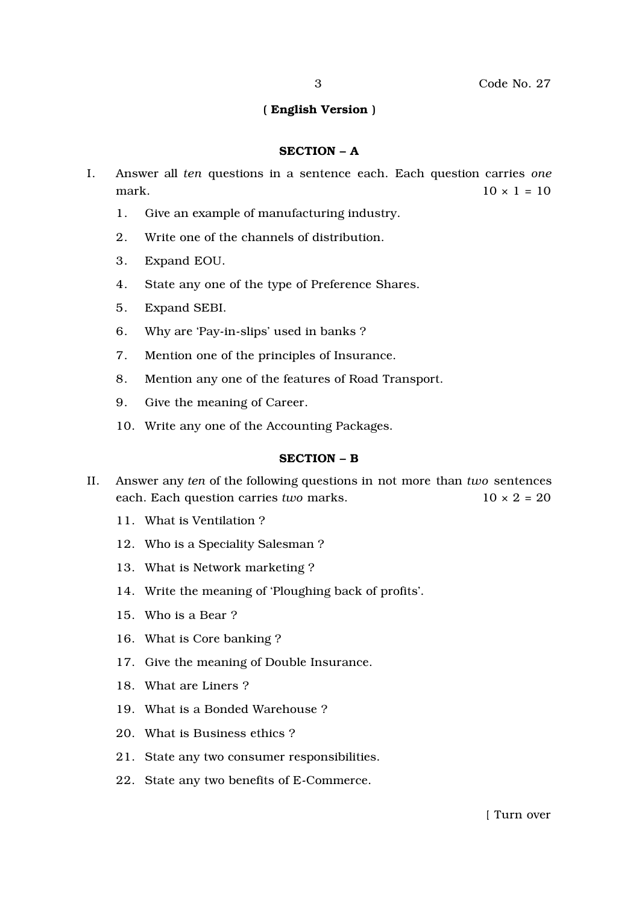## ( English Version )

### SECTION – A

I. Answer all *ten* questions in a sentence each. Each question carries *one* mark. $10 \times 1 = 10$

1. Give an example of manufacturing industry.
2. Write one of the channels of distribution.
3. Expand EOU.
4. State any one of the type of Preference Shares.
5. Expand SEBI.
6. Why are 'Pay-in-slips' used in banks ?
7. Mention one of the principles of Insurance.
8. Mention any one of the features of Road Transport.
9. Give the meaning of Career.
10. Write any one of the Accounting Packages.

### SECTION – B

II. Answer any *ten* of the following questions in not more than *two* sentences each. Each question carries *two* marks. $10 \times 2 = 20$

11. What is Ventilation ?
12. Who is a Speciality Salesman ?
13. What is Network marketing ?
14. Write the meaning of 'Ploughing back of profits'.
15. Who is a Bear ?
16. What is Core banking ?
17. Give the meaning of Double Insurance.
18. What are Liners ?
19. What is a Bonded Warehouse ?
20. What is Business ethics ?
21. State any two consumer responsibilities.
22. State any two benefits of E-Commerce.

[ Turn over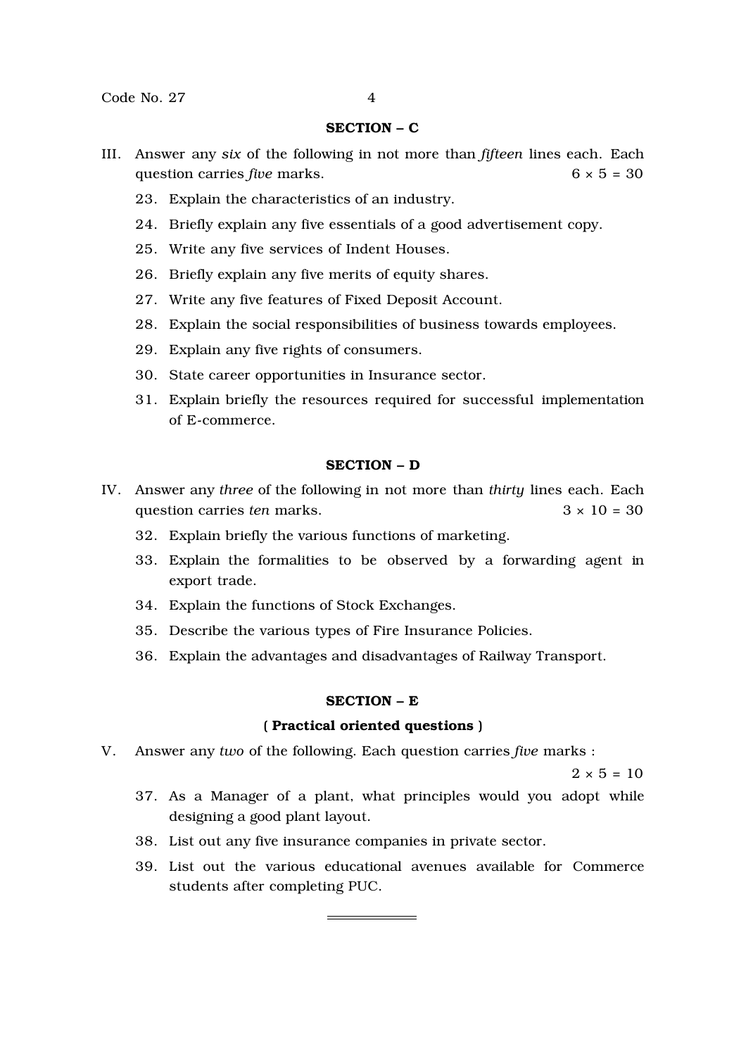## SECTION – C

III. Answer any *six* of the following in not more than *fifteen* lines each. Each question carries *five* marks. 6 × 5 = 30

23. Explain the characteristics of an industry.

24. Briefly explain any five essentials of a good advertisement copy.

25. Write any five services of Indent Houses.

26. Briefly explain any five merits of equity shares.

27. Write any five features of Fixed Deposit Account.

28. Explain the social responsibilities of business towards employees.

29. Explain any five rights of consumers.

30. State career opportunities in Insurance sector.

31. Explain briefly the resources required for successful implementation of E-commerce.

## SECTION – D

IV. Answer any *three* of the following in not more than *thirty* lines each. Each question carries *ten* marks. 3 × 10 = 30

32. Explain briefly the various functions of marketing.

33. Explain the formalities to be observed by a forwarding agent in export trade.

34. Explain the functions of Stock Exchanges.

35. Describe the various types of Fire Insurance Policies.

36. Explain the advantages and disadvantages of Railway Transport.

## SECTION – E

### ( Practical oriented questions )

V. Answer any *two* of the following. Each question carries *five* marks :

2 × 5 = 10

37. As a Manager of a plant, what principles would you adopt while designing a good plant layout.

38. List out any five insurance companies in private sector.

39. List out the various educational avenues available for Commerce students after completing PUC.